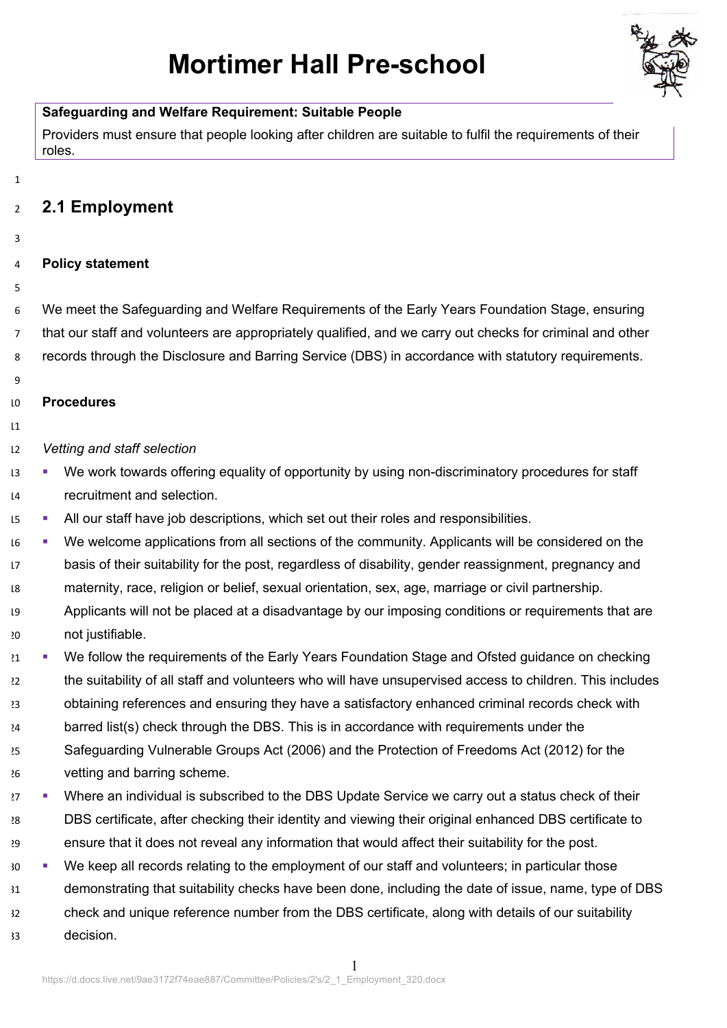# Mortimer Hall Pre-school

**Safeguarding and Welfare Requirement: Suitable People**

Providers must ensure that people looking after children are suitable to fulfil the requirements of their roles.

## 2.1 Employment

**Policy statement**

We meet the Safeguarding and Welfare Requirements of the Early Years Foundation Stage, ensuring that our staff and volunteers are appropriately qualified, and we carry out checks for criminal and other records through the Disclosure and Barring Service (DBS) in accordance with statutory requirements.

**Procedures**

*Vetting and staff selection*

- We work towards offering equality of opportunity by using non-discriminatory procedures for staff recruitment and selection.
- All our staff have job descriptions, which set out their roles and responsibilities.
- We welcome applications from all sections of the community. Applicants will be considered on the basis of their suitability for the post, regardless of disability, gender reassignment, pregnancy and maternity, race, religion or belief, sexual orientation, sex, age, marriage or civil partnership. Applicants will not be placed at a disadvantage by our imposing conditions or requirements that are not justifiable.
- We follow the requirements of the Early Years Foundation Stage and Ofsted guidance on checking the suitability of all staff and volunteers who will have unsupervised access to children. This includes obtaining references and ensuring they have a satisfactory enhanced criminal records check with barred list(s) check through the DBS. This is in accordance with requirements under the Safeguarding Vulnerable Groups Act (2006) and the Protection of Freedoms Act (2012) for the vetting and barring scheme.
- Where an individual is subscribed to the DBS Update Service we carry out a status check of their DBS certificate, after checking their identity and viewing their original enhanced DBS certificate to ensure that it does not reveal any information that would affect their suitability for the post.
- We keep all records relating to the employment of our staff and volunteers; in particular those demonstrating that suitability checks have been done, including the date of issue, name, type of DBS check and unique reference number from the DBS certificate, along with details of our suitability decision.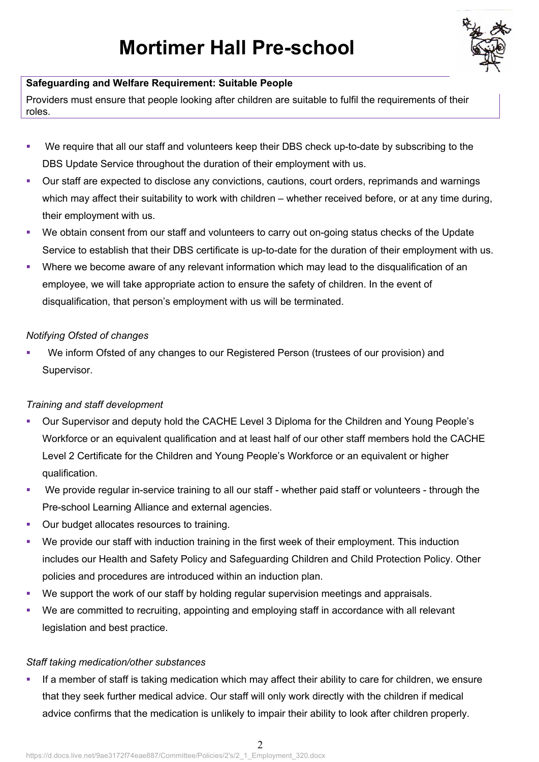# Mortimer Hall Pre-school

**Safeguarding and Welfare Requirement: Suitable People**

Providers must ensure that people looking after children are suitable to fulfil the requirements of their roles.

- We require that all our staff and volunteers keep their DBS check up-to-date by subscribing to the DBS Update Service throughout the duration of their employment with us.
- Our staff are expected to disclose any convictions, cautions, court orders, reprimands and warnings which may affect their suitability to work with children – whether received before, or at any time during, their employment with us.
- We obtain consent from our staff and volunteers to carry out on-going status checks of the Update Service to establish that their DBS certificate is up-to-date for the duration of their employment with us.
- Where we become aware of any relevant information which may lead to the disqualification of an employee, we will take appropriate action to ensure the safety of children. In the event of disqualification, that person's employment with us will be terminated.

*Notifying Ofsted of changes*

- We inform Ofsted of any changes to our Registered Person (trustees of our provision) and Supervisor.

*Training and staff development*

- Our Supervisor and deputy hold the CACHE Level 3 Diploma for the Children and Young People's Workforce or an equivalent qualification and at least half of our other staff members hold the CACHE Level 2 Certificate for the Children and Young People's Workforce or an equivalent or higher qualification.
- We provide regular in-service training to all our staff - whether paid staff or volunteers - through the Pre-school Learning Alliance and external agencies.
- Our budget allocates resources to training.
- We provide our staff with induction training in the first week of their employment. This induction includes our Health and Safety Policy and Safeguarding Children and Child Protection Policy. Other policies and procedures are introduced within an induction plan.
- We support the work of our staff by holding regular supervision meetings and appraisals.
- We are committed to recruiting, appointing and employing staff in accordance with all relevant legislation and best practice.

*Staff taking medication/other substances*

- If a member of staff is taking medication which may affect their ability to care for children, we ensure that they seek further medical advice. Our staff will only work directly with the children if medical advice confirms that the medication is unlikely to impair their ability to look after children properly.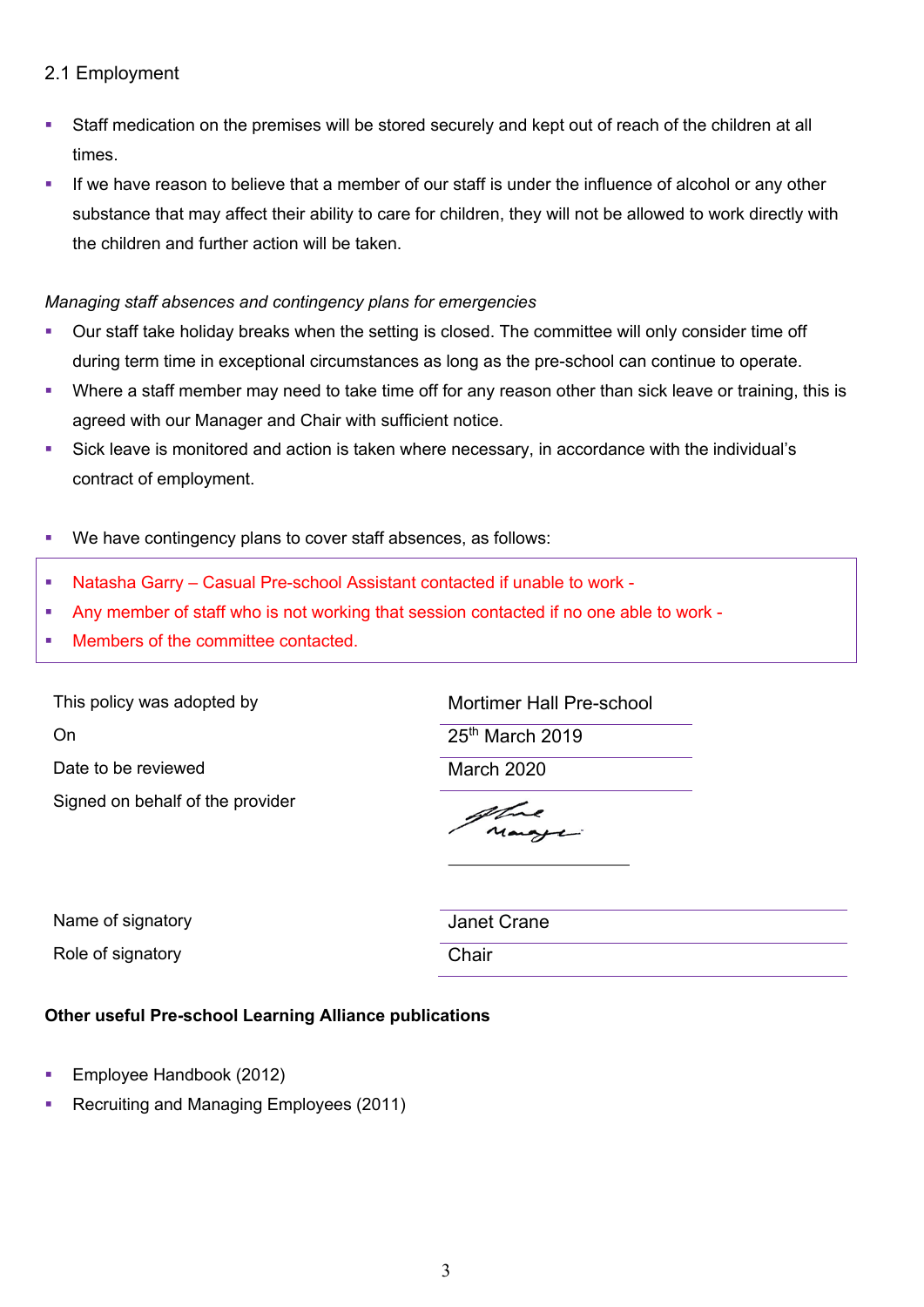## 2.1 Employment

- Staff medication on the premises will be stored securely and kept out of reach of the children at all times.
- If we have reason to believe that a member of our staff is under the influence of alcohol or any other substance that may affect their ability to care for children, they will not be allowed to work directly with the children and further action will be taken.

*Managing staff absences and contingency plans for emergencies*

- Our staff take holiday breaks when the setting is closed. The committee will only consider time off during term time in exceptional circumstances as long as the pre-school can continue to operate.
- Where a staff member may need to take time off for any reason other than sick leave or training, this is agreed with our Manager and Chair with sufficient notice.
- Sick leave is monitored and action is taken where necessary, in accordance with the individual's contract of employment.

- We have contingency plans to cover staff absences, as follows:

- Natasha Garry – Casual Pre-school Assistant contacted if unable to work -
- Any member of staff who is not working that session contacted if no one able to work -
- Members of the committee contacted.

| | |
|---|---|
| This policy was adopted by | Mortimer Hall Pre-school |
| On | 25th March 2019 |
| Date to be reviewed | March 2020 |
| Signed on behalf of the provider | |
| Name of signatory | Janet Crane |
| Role of signatory | Chair |

**Other useful Pre-school Learning Alliance publications**

- Employee Handbook (2012)
- Recruiting and Managing Employees (2011)